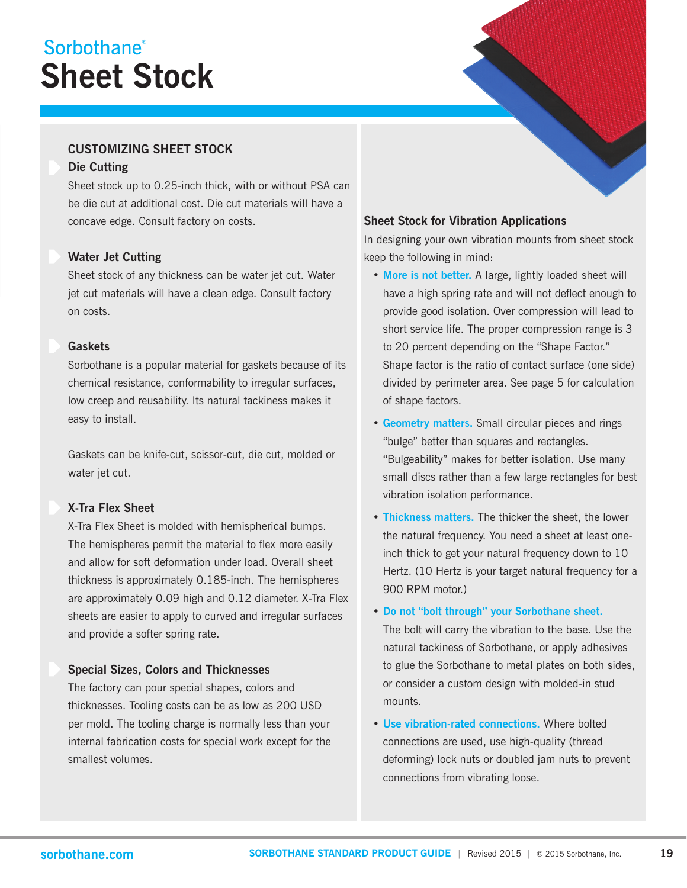Sorbothane®

# Sheet Stock

## CUSTOMIZING SHEET STOCK

### Die Cutting

Sheet stock up to 0.25-inch thick, with or without PSA can be die cut at additional cost. Die cut materials will have a concave edge. Consult factory on costs.

### Water Jet Cutting

Sheet stock of any thickness can be water jet cut. Water jet cut materials will have a clean edge. Consult factory on costs.

### Gaskets

Sorbothane is a popular material for gaskets because of its chemical resistance, conformability to irregular surfaces, low creep and reusability. Its natural tackiness makes it easy to install.

Gaskets can be knife-cut, scissor-cut, die cut, molded or water jet cut.

### X-Tra Flex Sheet

X-Tra Flex Sheet is molded with hemispherical bumps. The hemispheres permit the material to flex more easily and allow for soft deformation under load. Overall sheet thickness is approximately 0.185-inch. The hemispheres are approximately 0.09 high and 0.12 diameter. X-Tra Flex sheets are easier to apply to curved and irregular surfaces and provide a softer spring rate.

### Special Sizes, Colors and Thicknesses

The factory can pour special shapes, colors and thicknesses. Tooling costs can be as low as 200 USD per mold. The tooling charge is normally less than your internal fabrication costs for special work except for the smallest volumes.

## Sheet Stock for Vibration Applications

In designing your own vibration mounts from sheet stock keep the following in mind:

- **More is not better.** A large, lightly loaded sheet will have a high spring rate and will not deflect enough to provide good isolation. Over compression will lead to short service life. The proper compression range is 3 to 20 percent depending on the "Shape Factor." Shape factor is the ratio of contact surface (one side) divided by perimeter area. See page 5 for calculation of shape factors.
- **Geometry matters.** Small circular pieces and rings "bulge" better than squares and rectangles. "Bulgeability" makes for better isolation. Use many small discs rather than a few large rectangles for best vibration isolation performance.
- **Thickness matters.** The thicker the sheet, the lower the natural frequency. You need a sheet at least one-inch thick to get your natural frequency down to 10 Hertz. (10 Hertz is your target natural frequency for a 900 RPM motor.)
- **Do not "bolt through" your Sorbothane sheet.** The bolt will carry the vibration to the base. Use the natural tackiness of Sorbothane, or apply adhesives to glue the Sorbothane to metal plates on both sides, or consider a custom design with molded-in stud mounts.
- **Use vibration-rated connections.** Where bolted connections are used, use high-quality (thread deforming) lock nuts or doubled jam nuts to prevent connections from vibrating loose.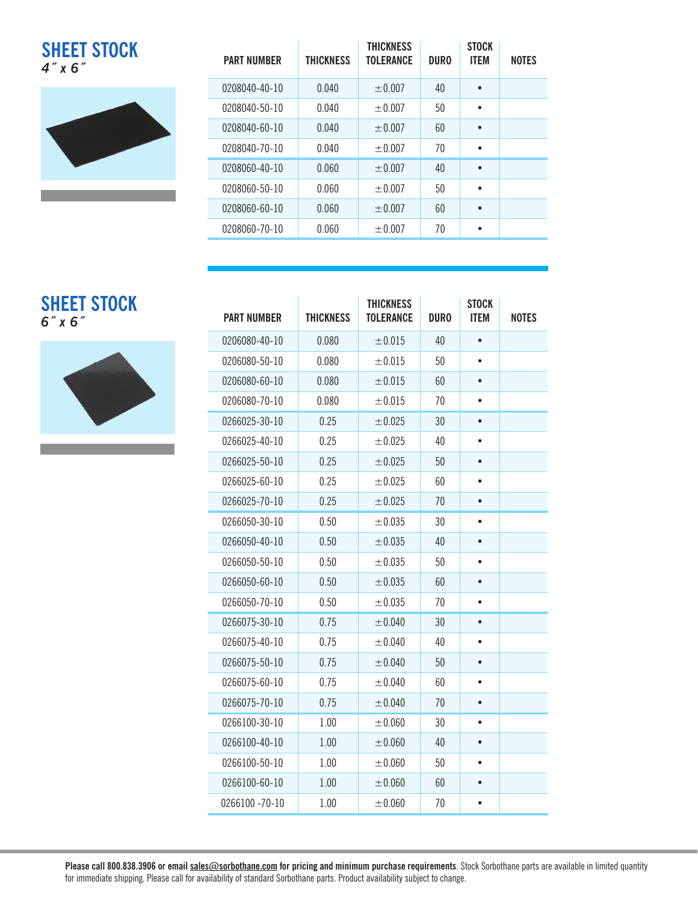## SHEET STOCK
*4″ x 6″*

| PART NUMBER | THICKNESS | THICKNESS TOLERANCE | DURO | STOCK ITEM | NOTES |
|---|---|---|---|---|---|
| 0208040-40-10 | 0.040 | ±0.007 | 40 | • | |
| 0208040-50-10 | 0.040 | ±0.007 | 50 | • | |
| 0208040-60-10 | 0.040 | ±0.007 | 60 | • | |
| 0208040-70-10 | 0.040 | ±0.007 | 70 | • | |
| 0208060-40-10 | 0.060 | ±0.007 | 40 | • | |
| 0208060-50-10 | 0.060 | ±0.007 | 50 | • | |
| 0208060-60-10 | 0.060 | ±0.007 | 60 | • | |
| 0208060-70-10 | 0.060 | ±0.007 | 70 | • | |

## SHEET STOCK
*6″ x 6″*

| PART NUMBER | THICKNESS | THICKNESS TOLERANCE | DURO | STOCK ITEM | NOTES |
|---|---|---|---|---|---|
| 0206080-40-10 | 0.080 | ±0.015 | 40 | • | |
| 0206080-50-10 | 0.080 | ±0.015 | 50 | • | |
| 0206080-60-10 | 0.080 | ±0.015 | 60 | • | |
| 0206080-70-10 | 0.080 | ±0.015 | 70 | • | |
| 0266025-30-10 | 0.25 | ±0.025 | 30 | • | |
| 0266025-40-10 | 0.25 | ±0.025 | 40 | • | |
| 0266025-50-10 | 0.25 | ±0.025 | 50 | • | |
| 0266025-60-10 | 0.25 | ±0.025 | 60 | • | |
| 0266025-70-10 | 0.25 | ±0.025 | 70 | • | |
| 0266050-30-10 | 0.50 | ±0.035 | 30 | • | |
| 0266050-40-10 | 0.50 | ±0.035 | 40 | • | |
| 0266050-50-10 | 0.50 | ±0.035 | 50 | • | |
| 0266050-60-10 | 0.50 | ±0.035 | 60 | • | |
| 0266050-70-10 | 0.50 | ±0.035 | 70 | • | |
| 0266075-30-10 | 0.75 | ±0.040 | 30 | • | |
| 0266075-40-10 | 0.75 | ±0.040 | 40 | • | |
| 0266075-50-10 | 0.75 | ±0.040 | 50 | • | |
| 0266075-60-10 | 0.75 | ±0.040 | 60 | • | |
| 0266075-70-10 | 0.75 | ±0.040 | 70 | • | |
| 0266100-30-10 | 1.00 | ±0.060 | 30 | • | |
| 0266100-40-10 | 1.00 | ±0.060 | 40 | • | |
| 0266100-50-10 | 1.00 | ±0.060 | 50 | • | |
| 0266100-60-10 | 1.00 | ±0.060 | 60 | • | |
| 0266100 -70-10 | 1.00 | ±0.060 | 70 | • | |

**Please call 800.838.3906 or email sales@sorbothane.com for pricing and minimum purchase requirements**. Stock Sorbothane parts are available in limited quantity for immediate shipping. Please call for availability of standard Sorbothane parts. Product availability subject to change.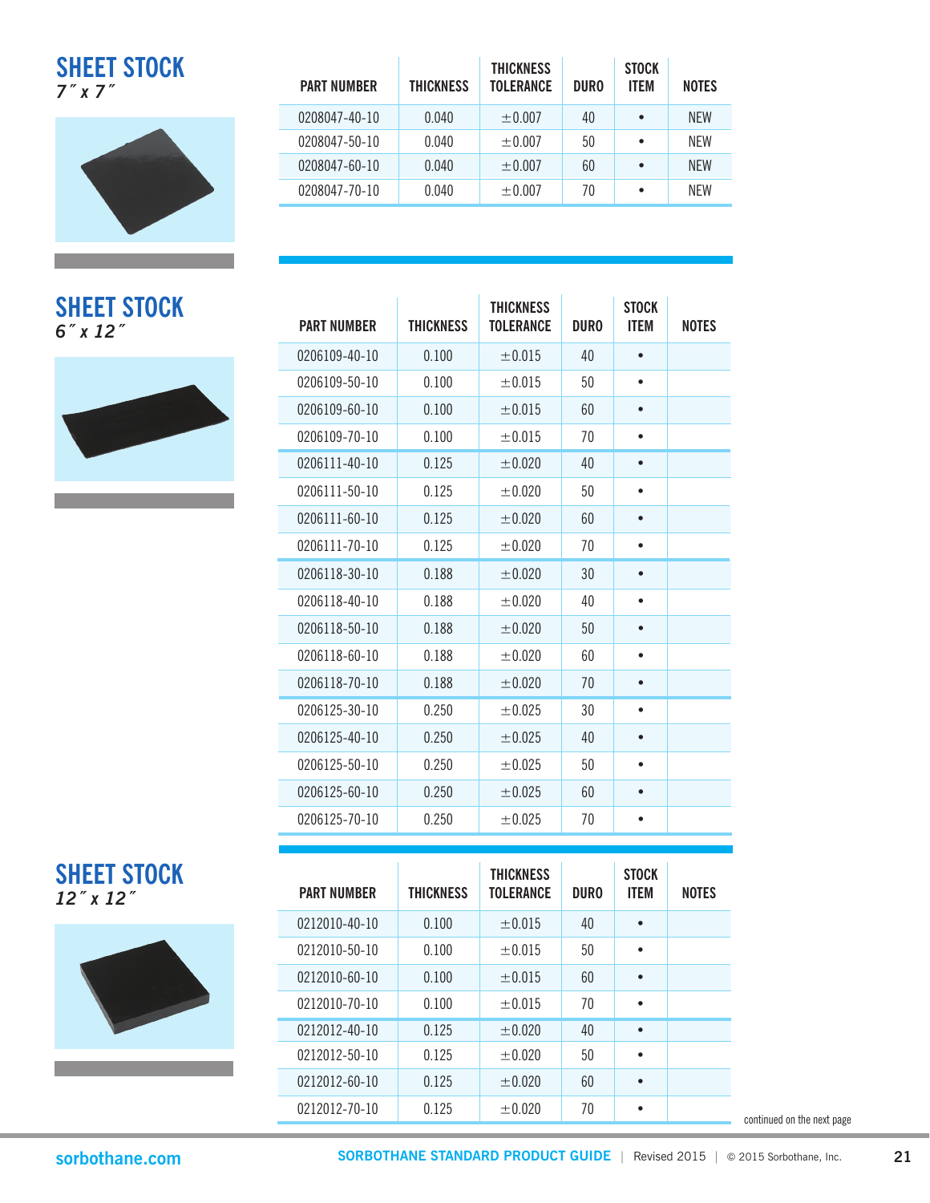## SHEET STOCK

*7″ x 7″*

| PART NUMBER | THICKNESS | THICKNESS TOLERANCE | DURO | STOCK ITEM | NOTES |
|---|---|---|---|---|---|
| 0208047-40-10 | 0.040 | ±0.007 | 40 | • | NEW |
| 0208047-50-10 | 0.040 | ±0.007 | 50 | • | NEW |
| 0208047-60-10 | 0.040 | ±0.007 | 60 | • | NEW |
| 0208047-70-10 | 0.040 | ±0.007 | 70 | • | NEW |

## SHEET STOCK

*6″ x 12″*

| PART NUMBER | THICKNESS | THICKNESS TOLERANCE | DURO | STOCK ITEM | NOTES |
|---|---|---|---|---|---|
| 0206109-40-10 | 0.100 | ±0.015 | 40 | • | |
| 0206109-50-10 | 0.100 | ±0.015 | 50 | • | |
| 0206109-60-10 | 0.100 | ±0.015 | 60 | • | |
| 0206109-70-10 | 0.100 | ±0.015 | 70 | • | |
| 0206111-40-10 | 0.125 | ±0.020 | 40 | • | |
| 0206111-50-10 | 0.125 | ±0.020 | 50 | • | |
| 0206111-60-10 | 0.125 | ±0.020 | 60 | • | |
| 0206111-70-10 | 0.125 | ±0.020 | 70 | • | |
| 0206118-30-10 | 0.188 | ±0.020 | 30 | • | |
| 0206118-40-10 | 0.188 | ±0.020 | 40 | • | |
| 0206118-50-10 | 0.188 | ±0.020 | 50 | • | |
| 0206118-60-10 | 0.188 | ±0.020 | 60 | • | |
| 0206118-70-10 | 0.188 | ±0.020 | 70 | • | |
| 0206125-30-10 | 0.250 | ±0.025 | 30 | • | |
| 0206125-40-10 | 0.250 | ±0.025 | 40 | • | |
| 0206125-50-10 | 0.250 | ±0.025 | 50 | • | |
| 0206125-60-10 | 0.250 | ±0.025 | 60 | • | |
| 0206125-70-10 | 0.250 | ±0.025 | 70 | • | |

## SHEET STOCK

*12″ x 12″*

| PART NUMBER | THICKNESS | THICKNESS TOLERANCE | DURO | STOCK ITEM | NOTES |
|---|---|---|---|---|---|
| 0212010-40-10 | 0.100 | ±0.015 | 40 | • | |
| 0212010-50-10 | 0.100 | ±0.015 | 50 | • | |
| 0212010-60-10 | 0.100 | ±0.015 | 60 | • | |
| 0212010-70-10 | 0.100 | ±0.015 | 70 | • | |
| 0212012-40-10 | 0.125 | ±0.020 | 40 | • | |
| 0212012-50-10 | 0.125 | ±0.020 | 50 | • | |
| 0212012-60-10 | 0.125 | ±0.020 | 60 | • | |
| 0212012-70-10 | 0.125 | ±0.020 | 70 | • | |

continued on the next page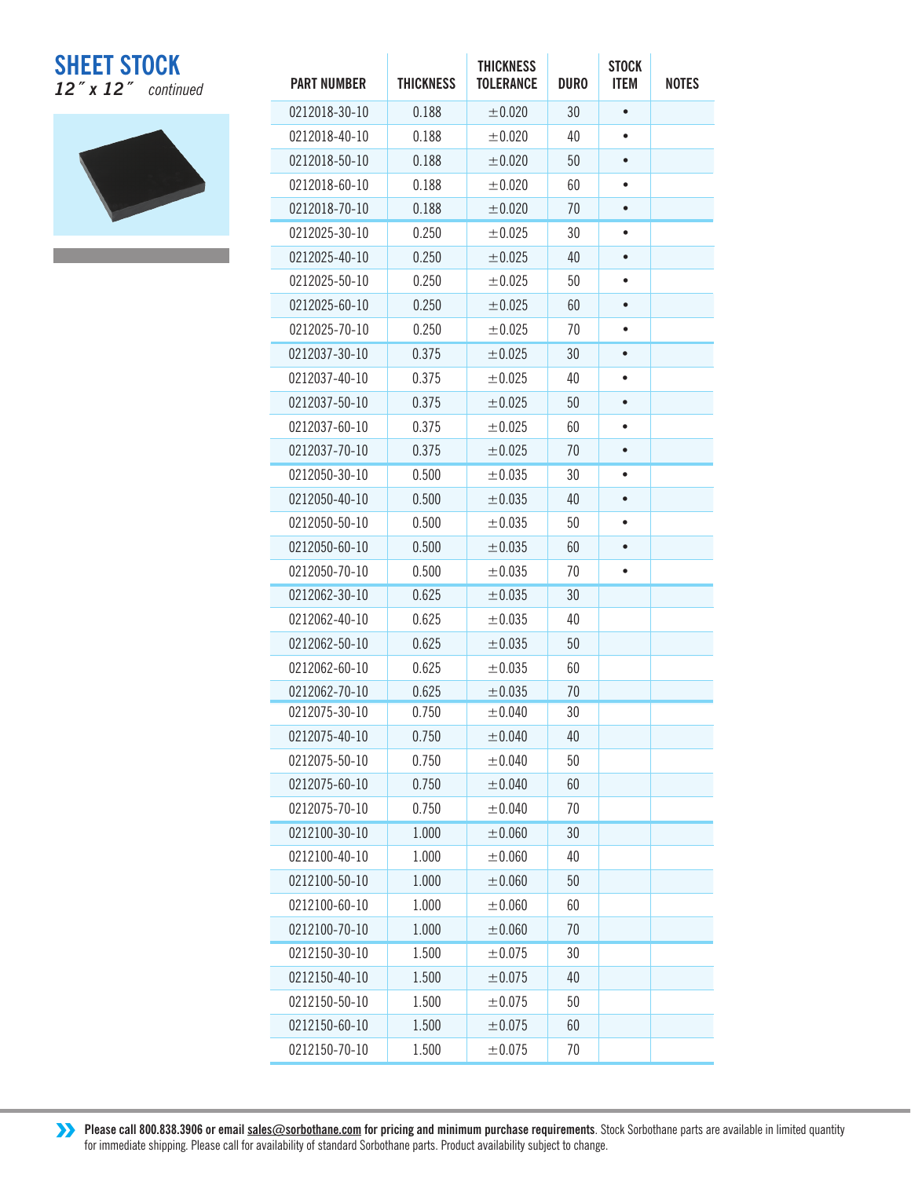# SHEET STOCK

*12″ x 12″ continued*

| PART NUMBER | THICKNESS | THICKNESS TOLERANCE | DURO | STOCK ITEM | NOTES |
|---|---|---|---|---|---|
| 0212018-30-10 | 0.188 | ±0.020 | 30 | • | |
| 0212018-40-10 | 0.188 | ±0.020 | 40 | • | |
| 0212018-50-10 | 0.188 | ±0.020 | 50 | • | |
| 0212018-60-10 | 0.188 | ±0.020 | 60 | • | |
| 0212018-70-10 | 0.188 | ±0.020 | 70 | • | |
| 0212025-30-10 | 0.250 | ±0.025 | 30 | • | |
| 0212025-40-10 | 0.250 | ±0.025 | 40 | • | |
| 0212025-50-10 | 0.250 | ±0.025 | 50 | • | |
| 0212025-60-10 | 0.250 | ±0.025 | 60 | • | |
| 0212025-70-10 | 0.250 | ±0.025 | 70 | • | |
| 0212037-30-10 | 0.375 | ±0.025 | 30 | • | |
| 0212037-40-10 | 0.375 | ±0.025 | 40 | • | |
| 0212037-50-10 | 0.375 | ±0.025 | 50 | • | |
| 0212037-60-10 | 0.375 | ±0.025 | 60 | • | |
| 0212037-70-10 | 0.375 | ±0.025 | 70 | • | |
| 0212050-30-10 | 0.500 | ±0.035 | 30 | • | |
| 0212050-40-10 | 0.500 | ±0.035 | 40 | • | |
| 0212050-50-10 | 0.500 | ±0.035 | 50 | • | |
| 0212050-60-10 | 0.500 | ±0.035 | 60 | • | |
| 0212050-70-10 | 0.500 | ±0.035 | 70 | • | |
| 0212062-30-10 | 0.625 | ±0.035 | 30 | | |
| 0212062-40-10 | 0.625 | ±0.035 | 40 | | |
| 0212062-50-10 | 0.625 | ±0.035 | 50 | | |
| 0212062-60-10 | 0.625 | ±0.035 | 60 | | |
| 0212062-70-10 | 0.625 | ±0.035 | 70 | | |
| 0212075-30-10 | 0.750 | ±0.040 | 30 | | |
| 0212075-40-10 | 0.750 | ±0.040 | 40 | | |
| 0212075-50-10 | 0.750 | ±0.040 | 50 | | |
| 0212075-60-10 | 0.750 | ±0.040 | 60 | | |
| 0212075-70-10 | 0.750 | ±0.040 | 70 | | |
| 0212100-30-10 | 1.000 | ±0.060 | 30 | | |
| 0212100-40-10 | 1.000 | ±0.060 | 40 | | |
| 0212100-50-10 | 1.000 | ±0.060 | 50 | | |
| 0212100-60-10 | 1.000 | ±0.060 | 60 | | |
| 0212100-70-10 | 1.000 | ±0.060 | 70 | | |
| 0212150-30-10 | 1.500 | ±0.075 | 30 | | |
| 0212150-40-10 | 1.500 | ±0.075 | 40 | | |
| 0212150-50-10 | 1.500 | ±0.075 | 50 | | |
| 0212150-60-10 | 1.500 | ±0.075 | 60 | | |
| 0212150-70-10 | 1.500 | ±0.075 | 70 | | |

**Please call 800.838.3906 or email sales@sorbothane.com for pricing and minimum purchase requirements**. Stock Sorbothane parts are available in limited quantity for immediate shipping. Please call for availability of standard Sorbothane parts. Product availability subject to change.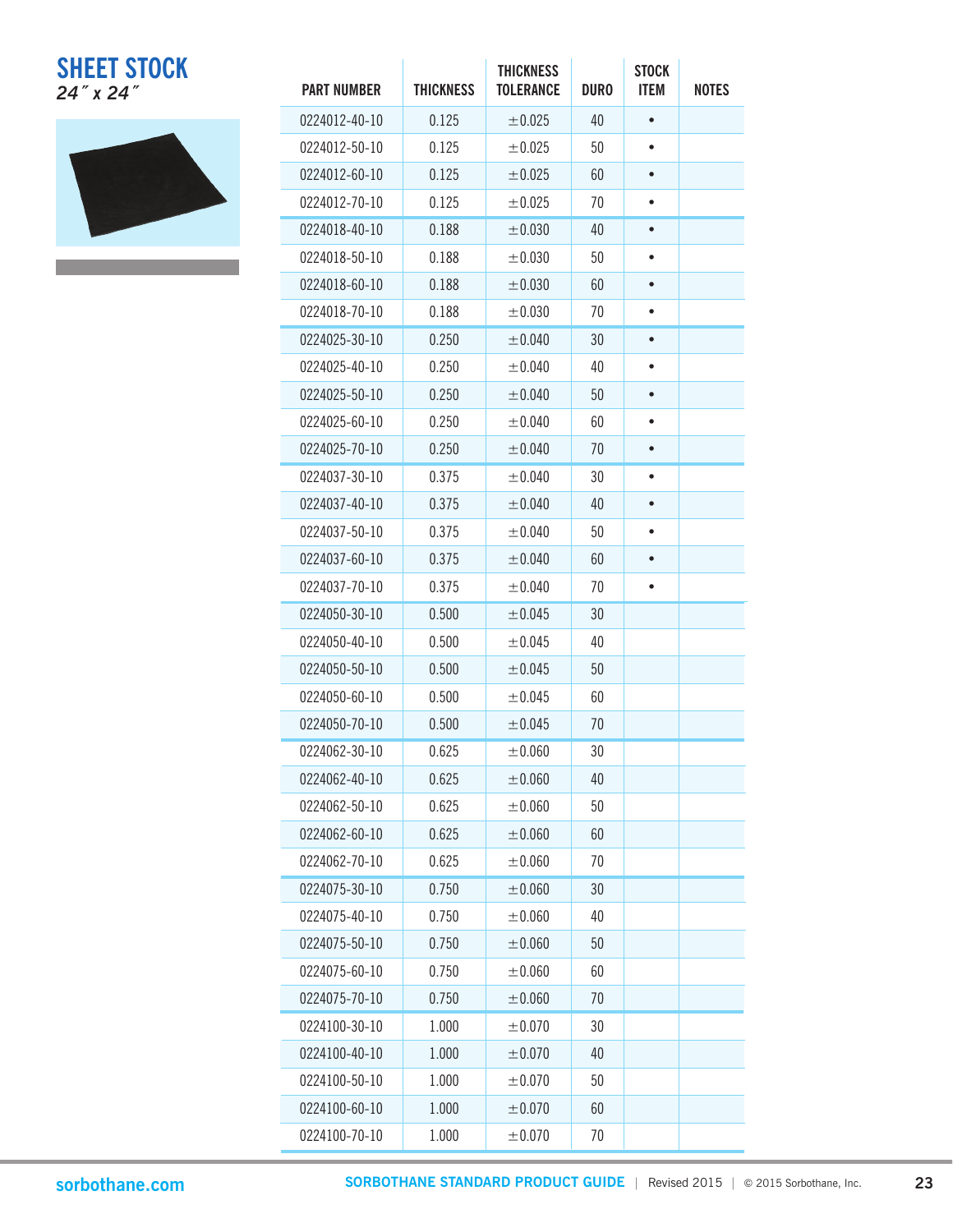# SHEET STOCK

*24″ x 24″*

| PART NUMBER | THICKNESS | THICKNESS TOLERANCE | DURO | STOCK ITEM | NOTES |
|---|---|---|---|---|---|
| 0224012-40-10 | 0.125 | ±0.025 | 40 | • | |
| 0224012-50-10 | 0.125 | ±0.025 | 50 | • | |
| 0224012-60-10 | 0.125 | ±0.025 | 60 | • | |
| 0224012-70-10 | 0.125 | ±0.025 | 70 | • | |
| 0224018-40-10 | 0.188 | ±0.030 | 40 | • | |
| 0224018-50-10 | 0.188 | ±0.030 | 50 | • | |
| 0224018-60-10 | 0.188 | ±0.030 | 60 | • | |
| 0224018-70-10 | 0.188 | ±0.030 | 70 | • | |
| 0224025-30-10 | 0.250 | ±0.040 | 30 | • | |
| 0224025-40-10 | 0.250 | ±0.040 | 40 | • | |
| 0224025-50-10 | 0.250 | ±0.040 | 50 | • | |
| 0224025-60-10 | 0.250 | ±0.040 | 60 | • | |
| 0224025-70-10 | 0.250 | ±0.040 | 70 | • | |
| 0224037-30-10 | 0.375 | ±0.040 | 30 | • | |
| 0224037-40-10 | 0.375 | ±0.040 | 40 | • | |
| 0224037-50-10 | 0.375 | ±0.040 | 50 | • | |
| 0224037-60-10 | 0.375 | ±0.040 | 60 | • | |
| 0224037-70-10 | 0.375 | ±0.040 | 70 | • | |
| 0224050-30-10 | 0.500 | ±0.045 | 30 | | |
| 0224050-40-10 | 0.500 | ±0.045 | 40 | | |
| 0224050-50-10 | 0.500 | ±0.045 | 50 | | |
| 0224050-60-10 | 0.500 | ±0.045 | 60 | | |
| 0224050-70-10 | 0.500 | ±0.045 | 70 | | |
| 0224062-30-10 | 0.625 | ±0.060 | 30 | | |
| 0224062-40-10 | 0.625 | ±0.060 | 40 | | |
| 0224062-50-10 | 0.625 | ±0.060 | 50 | | |
| 0224062-60-10 | 0.625 | ±0.060 | 60 | | |
| 0224062-70-10 | 0.625 | ±0.060 | 70 | | |
| 0224075-30-10 | 0.750 | ±0.060 | 30 | | |
| 0224075-40-10 | 0.750 | ±0.060 | 40 | | |
| 0224075-50-10 | 0.750 | ±0.060 | 50 | | |
| 0224075-60-10 | 0.750 | ±0.060 | 60 | | |
| 0224075-70-10 | 0.750 | ±0.060 | 70 | | |
| 0224100-30-10 | 1.000 | ±0.070 | 30 | | |
| 0224100-40-10 | 1.000 | ±0.070 | 40 | | |
| 0224100-50-10 | 1.000 | ±0.070 | 50 | | |
| 0224100-60-10 | 1.000 | ±0.070 | 60 | | |
| 0224100-70-10 | 1.000 | ±0.070 | 70 | | |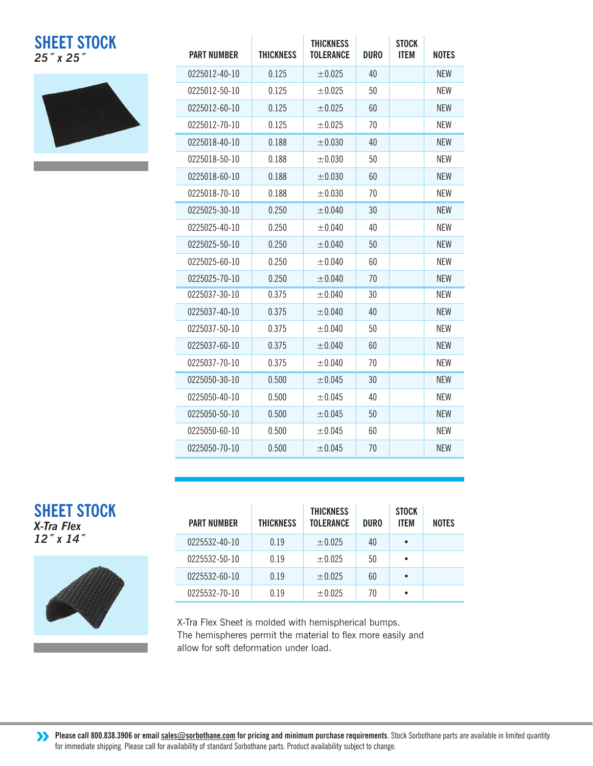## SHEET STOCK

*25″ x 25″*

| PART NUMBER | THICKNESS | THICKNESS TOLERANCE | DURO | STOCK ITEM | NOTES |
|---|---|---|---|---|---|
| 0225012-40-10 | 0.125 | ±0.025 | 40 | | NEW |
| 0225012-50-10 | 0.125 | ±0.025 | 50 | | NEW |
| 0225012-60-10 | 0.125 | ±0.025 | 60 | | NEW |
| 0225012-70-10 | 0.125 | ±0.025 | 70 | | NEW |
| 0225018-40-10 | 0.188 | ±0.030 | 40 | | NEW |
| 0225018-50-10 | 0.188 | ±0.030 | 50 | | NEW |
| 0225018-60-10 | 0.188 | ±0.030 | 60 | | NEW |
| 0225018-70-10 | 0.188 | ±0.030 | 70 | | NEW |
| 0225025-30-10 | 0.250 | ±0.040 | 30 | | NEW |
| 0225025-40-10 | 0.250 | ±0.040 | 40 | | NEW |
| 0225025-50-10 | 0.250 | ±0.040 | 50 | | NEW |
| 0225025-60-10 | 0.250 | ±0.040 | 60 | | NEW |
| 0225025-70-10 | 0.250 | ±0.040 | 70 | | NEW |
| 0225037-30-10 | 0.375 | ±0.040 | 30 | | NEW |
| 0225037-40-10 | 0.375 | ±0.040 | 40 | | NEW |
| 0225037-50-10 | 0.375 | ±0.040 | 50 | | NEW |
| 0225037-60-10 | 0.375 | ±0.040 | 60 | | NEW |
| 0225037-70-10 | 0.375 | ±0.040 | 70 | | NEW |
| 0225050-30-10 | 0.500 | ±0.045 | 30 | | NEW |
| 0225050-40-10 | 0.500 | ±0.045 | 40 | | NEW |
| 0225050-50-10 | 0.500 | ±0.045 | 50 | | NEW |
| 0225050-60-10 | 0.500 | ±0.045 | 60 | | NEW |
| 0225050-70-10 | 0.500 | ±0.045 | 70 | | NEW |

## SHEET STOCK

***X-Tra Flex***

*12″ x 14″*

| PART NUMBER | THICKNESS | THICKNESS TOLERANCE | DURO | STOCK ITEM | NOTES |
|---|---|---|---|---|---|
| 0225532-40-10 | 0.19 | ±0.025 | 40 | • | |
| 0225532-50-10 | 0.19 | ±0.025 | 50 | • | |
| 0225532-60-10 | 0.19 | ±0.025 | 60 | • | |
| 0225532-70-10 | 0.19 | ±0.025 | 70 | • | |

X-Tra Flex Sheet is molded with hemispherical bumps. The hemispheres permit the material to flex more easily and allow for soft deformation under load.

**Please call 800.838.3906 or email sales@sorbothane.com for pricing and minimum purchase requirements**. Stock Sorbothane parts are available in limited quantity for immediate shipping. Please call for availability of standard Sorbothane parts. Product availability subject to change.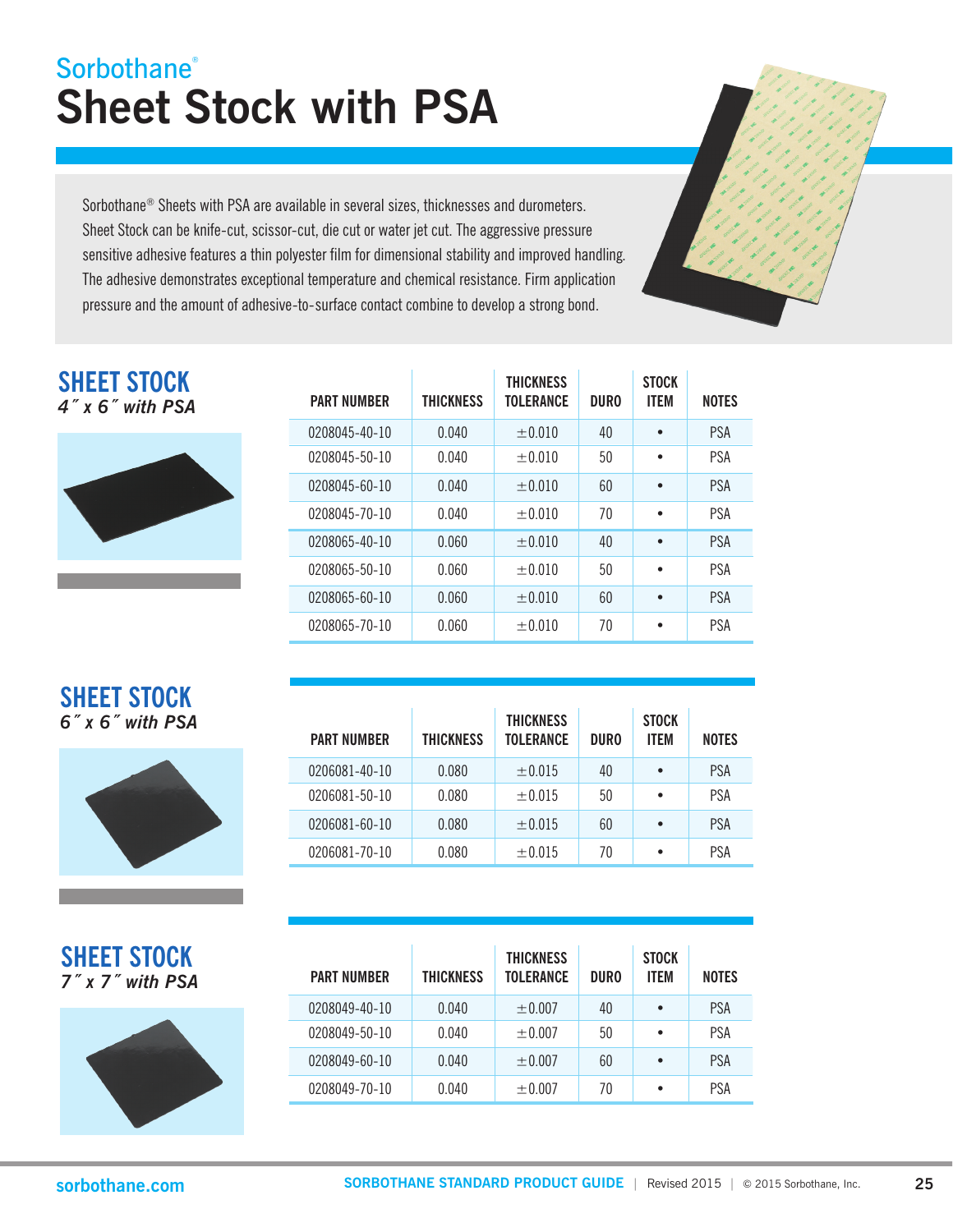Sorbothane®

# Sheet Stock with PSA

Sorbothane® Sheets with PSA are available in several sizes, thicknesses and durometers. Sheet Stock can be knife-cut, scissor-cut, die cut or water jet cut. The aggressive pressure sensitive adhesive features a thin polyester film for dimensional stability and improved handling. The adhesive demonstrates exceptional temperature and chemical resistance. Firm application pressure and the amount of adhesive-to-surface contact combine to develop a strong bond.

## SHEET STOCK

*4˝ x 6˝ with PSA*

| PART NUMBER | THICKNESS | THICKNESS TOLERANCE | DURO | STOCK ITEM | NOTES |
|---|---|---|---|---|---|
| 0208045-40-10 | 0.040 | ±0.010 | 40 | • | PSA |
| 0208045-50-10 | 0.040 | ±0.010 | 50 | • | PSA |
| 0208045-60-10 | 0.040 | ±0.010 | 60 | • | PSA |
| 0208045-70-10 | 0.040 | ±0.010 | 70 | • | PSA |
| 0208065-40-10 | 0.060 | ±0.010 | 40 | • | PSA |
| 0208065-50-10 | 0.060 | ±0.010 | 50 | • | PSA |
| 0208065-60-10 | 0.060 | ±0.010 | 60 | • | PSA |
| 0208065-70-10 | 0.060 | ±0.010 | 70 | • | PSA |

## SHEET STOCK

*6˝ x 6˝ with PSA*

| PART NUMBER | THICKNESS | THICKNESS TOLERANCE | DURO | STOCK ITEM | NOTES |
|---|---|---|---|---|---|
| 0206081-40-10 | 0.080 | ±0.015 | 40 | • | PSA |
| 0206081-50-10 | 0.080 | ±0.015 | 50 | • | PSA |
| 0206081-60-10 | 0.080 | ±0.015 | 60 | • | PSA |
| 0206081-70-10 | 0.080 | ±0.015 | 70 | • | PSA |

## SHEET STOCK

*7˝ x 7˝ with PSA*

| PART NUMBER | THICKNESS | THICKNESS TOLERANCE | DURO | STOCK ITEM | NOTES |
|---|---|---|---|---|---|
| 0208049-40-10 | 0.040 | ±0.007 | 40 | • | PSA |
| 0208049-50-10 | 0.040 | ±0.007 | 50 | • | PSA |
| 0208049-60-10 | 0.040 | ±0.007 | 60 | • | PSA |
| 0208049-70-10 | 0.040 | ±0.007 | 70 | • | PSA |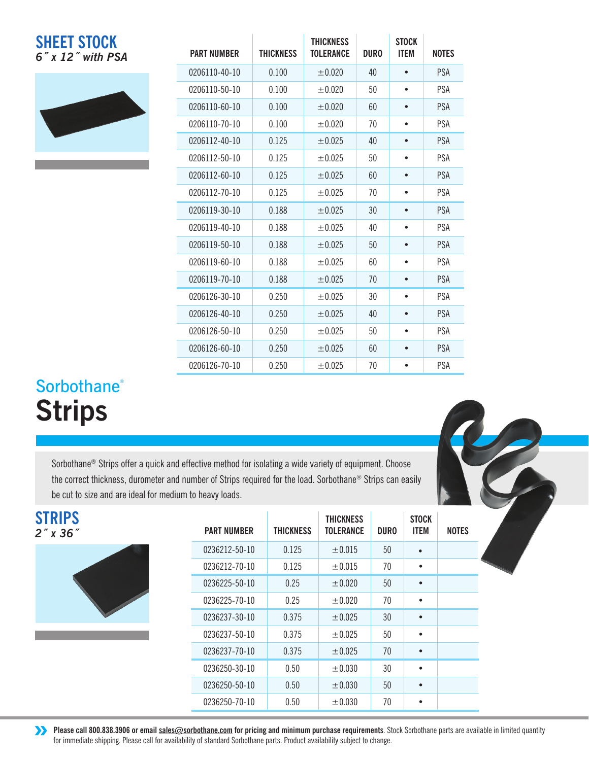## SHEET STOCK

*6″ x 12″ with PSA*

| PART NUMBER | THICKNESS | THICKNESS TOLERANCE | DURO | STOCK ITEM | NOTES |
|---|---|---|---|---|---|
| 0206110-40-10 | 0.100 | ±0.020 | 40 | • | PSA |
| 0206110-50-10 | 0.100 | ±0.020 | 50 | • | PSA |
| 0206110-60-10 | 0.100 | ±0.020 | 60 | • | PSA |
| 0206110-70-10 | 0.100 | ±0.020 | 70 | • | PSA |
| 0206112-40-10 | 0.125 | ±0.025 | 40 | • | PSA |
| 0206112-50-10 | 0.125 | ±0.025 | 50 | • | PSA |
| 0206112-60-10 | 0.125 | ±0.025 | 60 | • | PSA |
| 0206112-70-10 | 0.125 | ±0.025 | 70 | • | PSA |
| 0206119-30-10 | 0.188 | ±0.025 | 30 | • | PSA |
| 0206119-40-10 | 0.188 | ±0.025 | 40 | • | PSA |
| 0206119-50-10 | 0.188 | ±0.025 | 50 | • | PSA |
| 0206119-60-10 | 0.188 | ±0.025 | 60 | • | PSA |
| 0206119-70-10 | 0.188 | ±0.025 | 70 | • | PSA |
| 0206126-30-10 | 0.250 | ±0.025 | 30 | • | PSA |
| 0206126-40-10 | 0.250 | ±0.025 | 40 | • | PSA |
| 0206126-50-10 | 0.250 | ±0.025 | 50 | • | PSA |
| 0206126-60-10 | 0.250 | ±0.025 | 60 | • | PSA |
| 0206126-70-10 | 0.250 | ±0.025 | 70 | • | PSA |

# Sorbothane® Strips

Sorbothane® Strips offer a quick and effective method for isolating a wide variety of equipment. Choose the correct thickness, durometer and number of Strips required for the load. Sorbothane® Strips can easily be cut to size and are ideal for medium to heavy loads.

## STRIPS

*2″ x 36″*

| PART NUMBER | THICKNESS | THICKNESS TOLERANCE | DURO | STOCK ITEM | NOTES |
|---|---|---|---|---|---|
| 0236212-50-10 | 0.125 | ±0.015 | 50 | • | |
| 0236212-70-10 | 0.125 | ±0.015 | 70 | • | |
| 0236225-50-10 | 0.25 | ±0.020 | 50 | • | |
| 0236225-70-10 | 0.25 | ±0.020 | 70 | • | |
| 0236237-30-10 | 0.375 | ±0.025 | 30 | • | |
| 0236237-50-10 | 0.375 | ±0.025 | 50 | • | |
| 0236237-70-10 | 0.375 | ±0.025 | 70 | • | |
| 0236250-30-10 | 0.50 | ±0.030 | 30 | • | |
| 0236250-50-10 | 0.50 | ±0.030 | 50 | • | |
| 0236250-70-10 | 0.50 | ±0.030 | 70 | • | |

**Please call 800.838.3906 or email sales@sorbothane.com for pricing and minimum purchase requirements**. Stock Sorbothane parts are available in limited quantity for immediate shipping. Please call for availability of standard Sorbothane parts. Product availability subject to change.